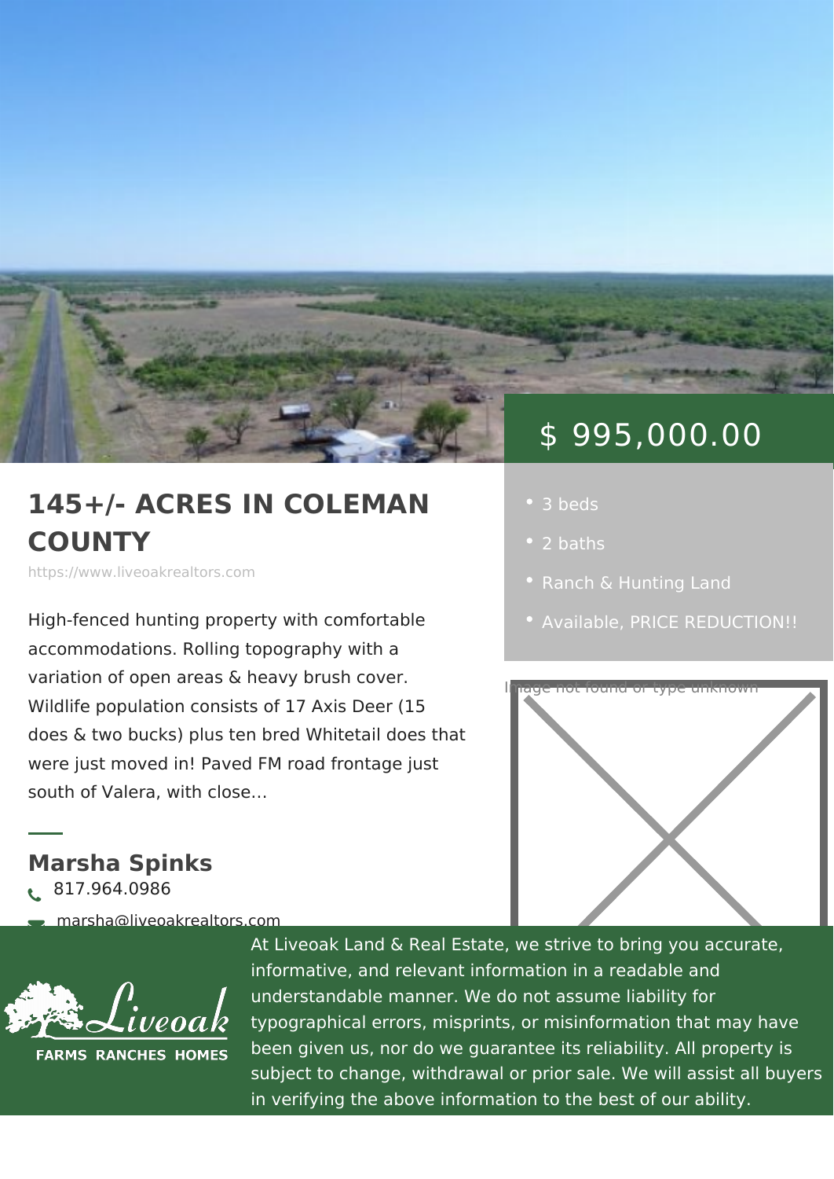# 145+/- ACRES IN COLEMAN COUNTY

https://www.liveoakrealtors.com

$ 995,000.00

- 3 beds
- 2 baths
- Ranch & Hunting Land
- Available, PRICE REDUCTION!!

High-fenced hunting property with comfortable accommodations. Rolling topography with a variation of open areas & heavy brush cover. Wildlife population consists of 17 Axis Deer (15 does & two bucks) plus ten bred Whitetail does that were just moved in! Paved FM road frontage just south of Valera, with close…

Image not found or type unknown

## Marsha Spinks

817.964.0986

marsha@liveoakrealtors.com

Liveoak FARMS RANCHES HOMES

At Liveoak Land & Real Estate, we strive to bring you accurate, informative, and relevant information in a readable and understandable manner. We do not assume liability for typographical errors, misprints, or misinformation that may have been given us, nor do we guarantee its reliability. All property is subject to change, withdrawal or prior sale. We will assist all buyers in verifying the above information to the best of our ability.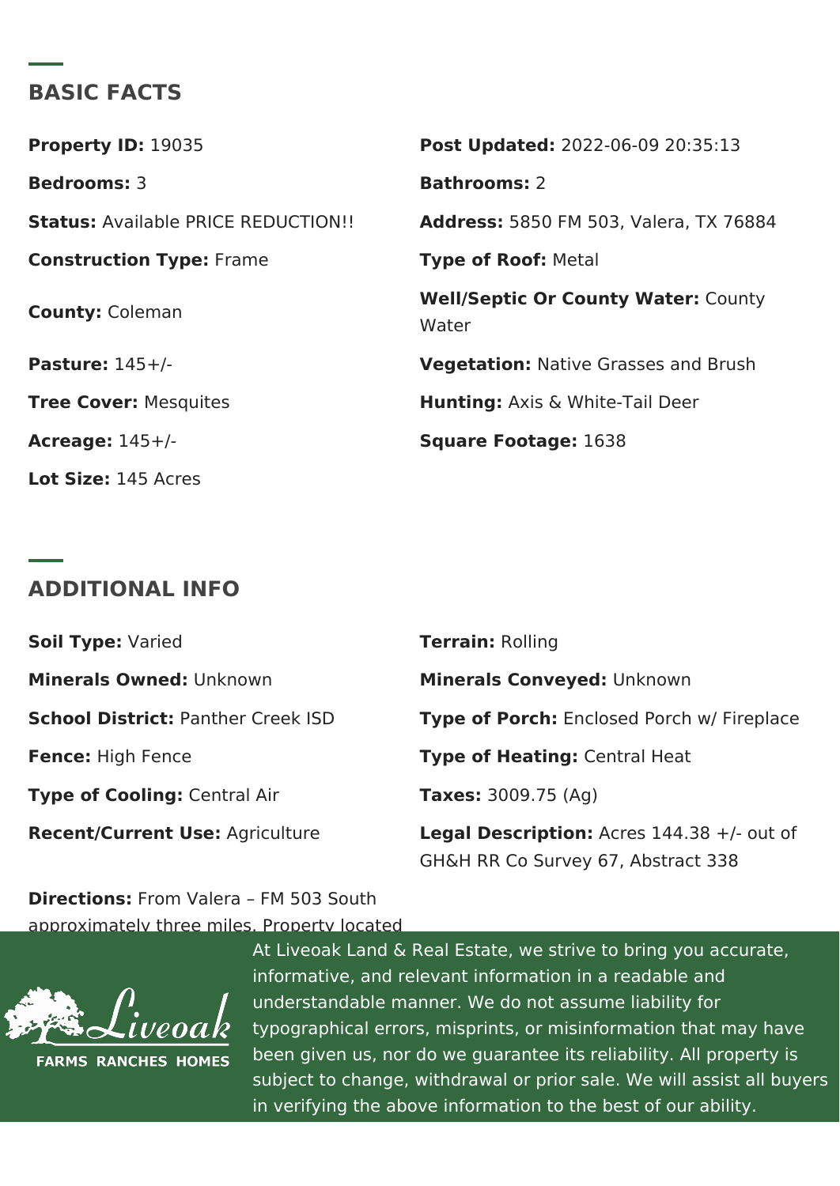## BASIC FACTS

**Property ID:** 19035

**Post Updated:** 2022-06-09 20:35:13

**Bedrooms:** 3

**Bathrooms:** 2

**Status:** Available PRICE REDUCTION!!

**Address:** 5850 FM 503, Valera, TX 76884

**Construction Type:** Frame

**Type of Roof:** Metal

**County:** Coleman

**Well/Septic Or County Water:** County Water

**Pasture:** 145+/-

**Vegetation:** Native Grasses and Brush

**Tree Cover:** Mesquites

**Hunting:** Axis & White-Tail Deer

**Acreage:** 145+/-

**Square Footage:** 1638

**Lot Size:** 145 Acres

## ADDITIONAL INFO

**Soil Type:** Varied

**Terrain:** Rolling

**Minerals Owned:** Unknown

**Minerals Conveyed:** Unknown

**School District:** Panther Creek ISD

**Type of Porch:** Enclosed Porch w/ Fireplace

**Fence:** High Fence

**Type of Heating:** Central Heat

**Type of Cooling:** Central Air

**Taxes:** 3009.75 (Ag)

**Recent/Current Use:** Agriculture

**Legal Description:** Acres 144.38 +/- out of GH&H RR Co Survey 67, Abstract 338

**Directions:** From Valera – FM 503 South approximately three miles, Property located

Liveoak FARMS RANCHES HOMES

At Liveoak Land & Real Estate, we strive to bring you accurate, informative, and relevant information in a readable and understandable manner. We do not assume liability for typographical errors, misprints, or misinformation that may have been given us, nor do we guarantee its reliability. All property is subject to change, withdrawal or prior sale. We will assist all buyers in verifying the above information to the best of our ability.